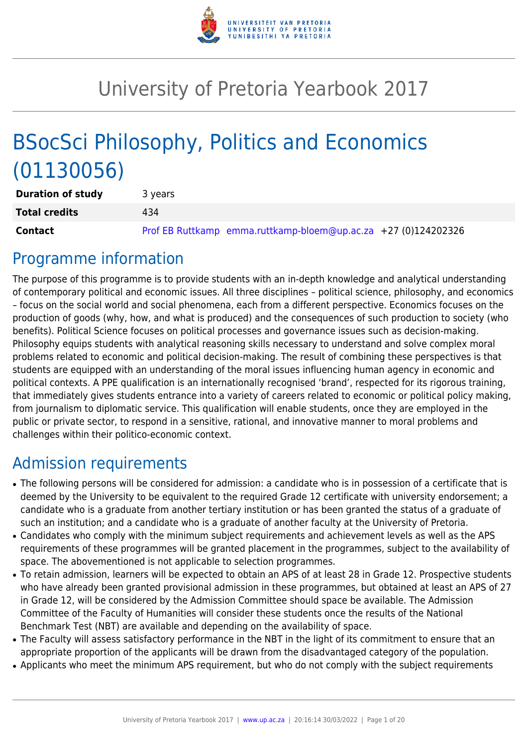# University of Pretoria Yearbook 2017

# BSocSci Philosophy, Politics and Economics (01130056)

| | |
|---|---|
| **Duration of study** | 3 years |
| **Total credits** | 434 |
| **Contact** | Prof EB Ruttkamp emma.ruttkamp-bloem@up.ac.za +27 (0)124202326 |

## Programme information

The purpose of this programme is to provide students with an in-depth knowledge and analytical understanding of contemporary political and economic issues. All three disciplines – political science, philosophy, and economics – focus on the social world and social phenomena, each from a different perspective. Economics focuses on the production of goods (why, how, and what is produced) and the consequences of such production to society (who benefits). Political Science focuses on political processes and governance issues such as decision-making. Philosophy equips students with analytical reasoning skills necessary to understand and solve complex moral problems related to economic and political decision-making. The result of combining these perspectives is that students are equipped with an understanding of the moral issues influencing human agency in economic and political contexts. A PPE qualification is an internationally recognised 'brand', respected for its rigorous training, that immediately gives students entrance into a variety of careers related to economic or political policy making, from journalism to diplomatic service. This qualification will enable students, once they are employed in the public or private sector, to respond in a sensitive, rational, and innovative manner to moral problems and challenges within their politico-economic context.

## Admission requirements

- The following persons will be considered for admission: a candidate who is in possession of a certificate that is deemed by the University to be equivalent to the required Grade 12 certificate with university endorsement; a candidate who is a graduate from another tertiary institution or has been granted the status of a graduate of such an institution; and a candidate who is a graduate of another faculty at the University of Pretoria.
- Candidates who comply with the minimum subject requirements and achievement levels as well as the APS requirements of these programmes will be granted placement in the programmes, subject to the availability of space. The abovementioned is not applicable to selection programmes.
- To retain admission, learners will be expected to obtain an APS of at least 28 in Grade 12. Prospective students who have already been granted provisional admission in these programmes, but obtained at least an APS of 27 in Grade 12, will be considered by the Admission Committee should space be available. The Admission Committee of the Faculty of Humanities will consider these students once the results of the National Benchmark Test (NBT) are available and depending on the availability of space.
- The Faculty will assess satisfactory performance in the NBT in the light of its commitment to ensure that an appropriate proportion of the applicants will be drawn from the disadvantaged category of the population.
- Applicants who meet the minimum APS requirement, but who do not comply with the subject requirements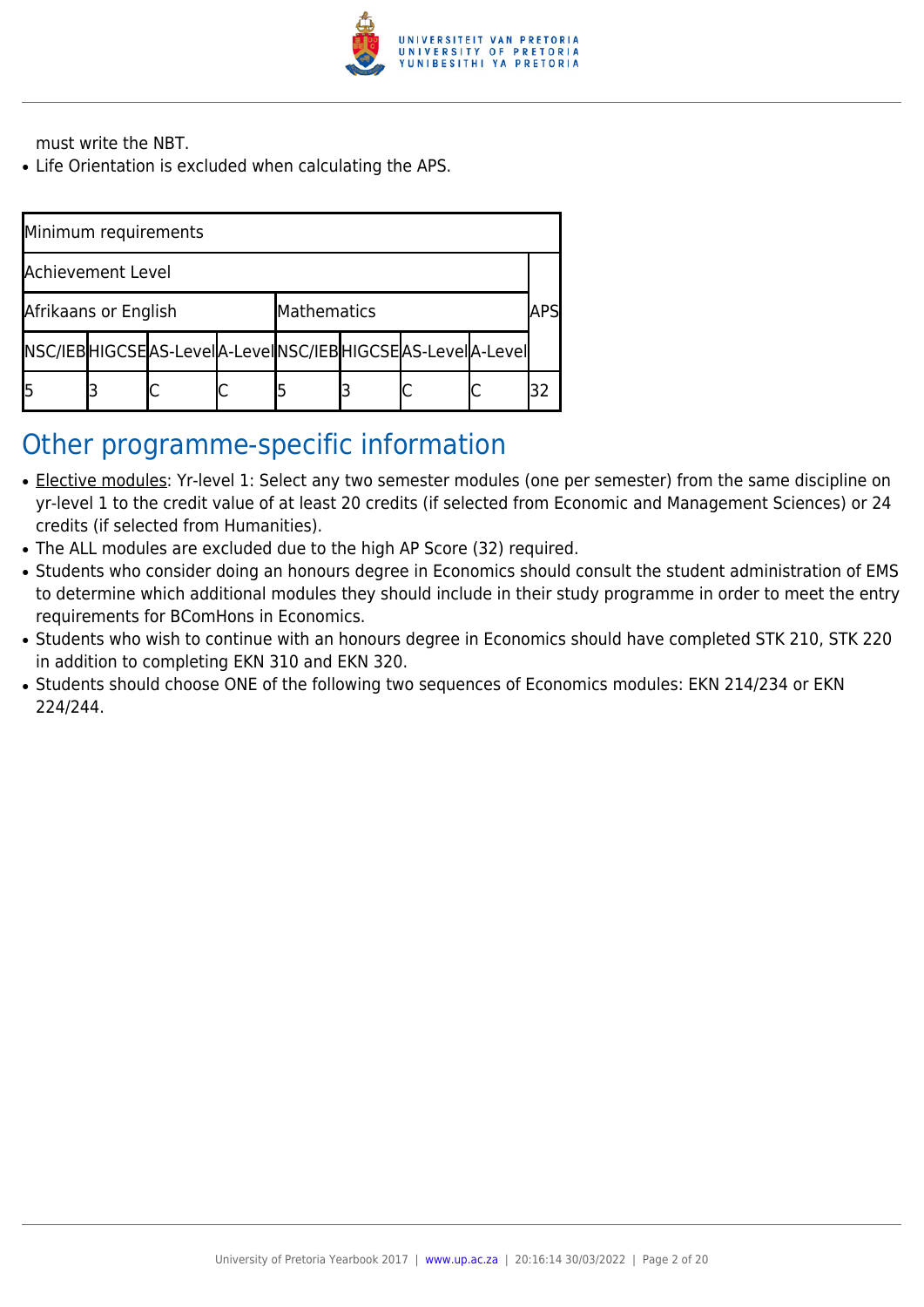must write the NBT.
- Life Orientation is excluded when calculating the APS.

| Minimum requirements | | | | | | | | |
|---|---|---|---|---|---|---|---|---|
| Achievement Level | | | | | | | | APS |
| Afrikaans or English | | | | Mathematics | | | | |
| NSC/IEB | HIGCSE | AS-Level | A-Level | NSC/IEB | HIGCSE | AS-Level | A-Level | |
| 5 | 3 | C | C | 5 | 3 | C | C | 32 |

## Other programme-specific information

- Elective modules: Yr-level 1: Select any two semester modules (one per semester) from the same discipline on yr-level 1 to the credit value of at least 20 credits (if selected from Economic and Management Sciences) or 24 credits (if selected from Humanities).
- The ALL modules are excluded due to the high AP Score (32) required.
- Students who consider doing an honours degree in Economics should consult the student administration of EMS to determine which additional modules they should include in their study programme in order to meet the entry requirements for BComHons in Economics.
- Students who wish to continue with an honours degree in Economics should have completed STK 210, STK 220 in addition to completing EKN 310 and EKN 320.
- Students should choose ONE of the following two sequences of Economics modules: EKN 214/234 or EKN 224/244.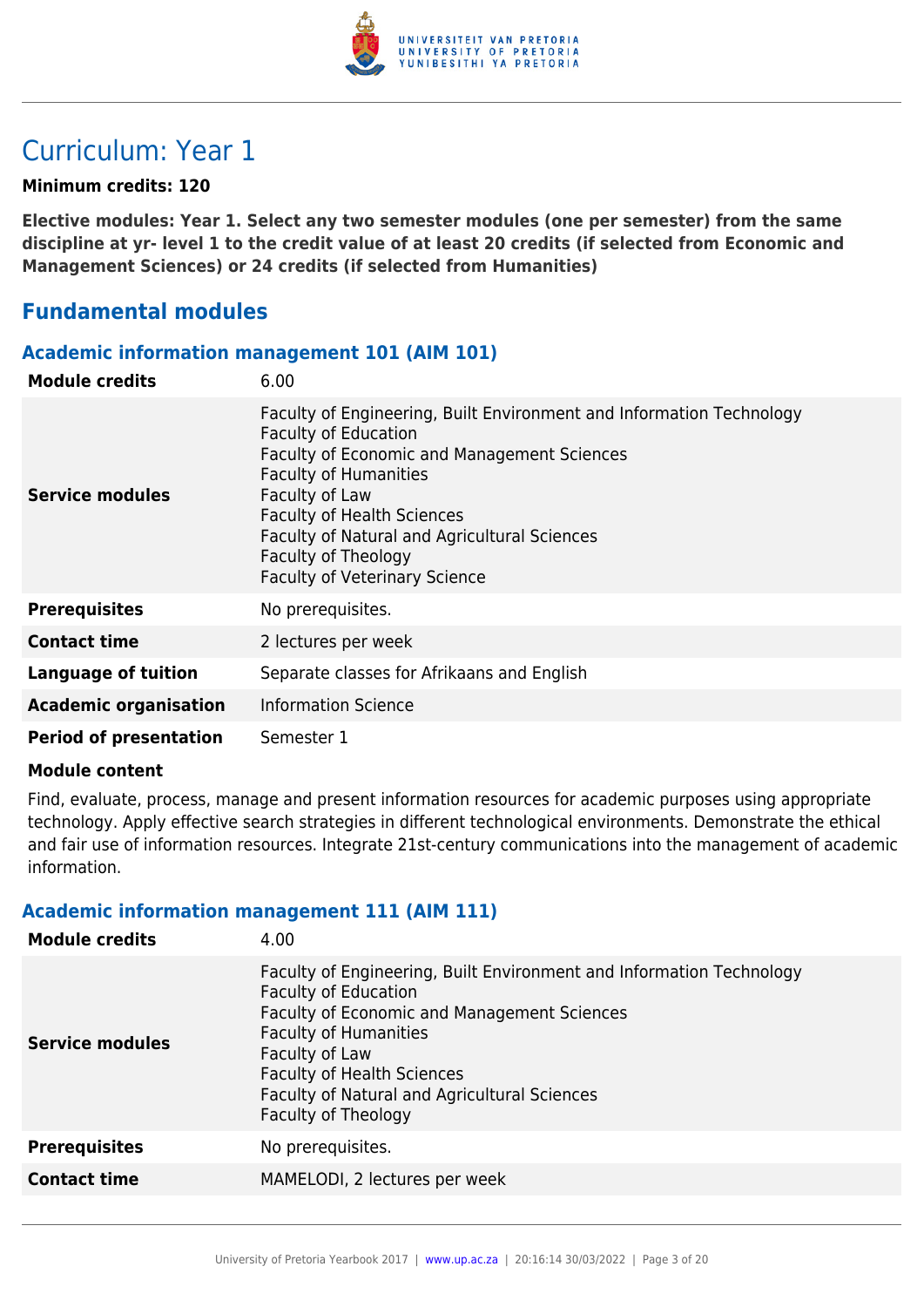# Curriculum: Year 1

**Minimum credits: 120**

**Elective modules: Year 1. Select any two semester modules (one per semester) from the same discipline at yr- level 1 to the credit value of at least 20 credits (if selected from Economic and Management Sciences) or 24 credits (if selected from Humanities)**

## Fundamental modules

### Academic information management 101 (AIM 101)

| | |
|---|---|
| **Module credits** | 6.00 |
| **Service modules** | Faculty of Engineering, Built Environment and Information Technology<br>Faculty of Education<br>Faculty of Economic and Management Sciences<br>Faculty of Humanities<br>Faculty of Law<br>Faculty of Health Sciences<br>Faculty of Natural and Agricultural Sciences<br>Faculty of Theology<br>Faculty of Veterinary Science |
| **Prerequisites** | No prerequisites. |
| **Contact time** | 2 lectures per week |
| **Language of tuition** | Separate classes for Afrikaans and English |
| **Academic organisation** | Information Science |
| **Period of presentation** | Semester 1 |

**Module content**

Find, evaluate, process, manage and present information resources for academic purposes using appropriate technology. Apply effective search strategies in different technological environments. Demonstrate the ethical and fair use of information resources. Integrate 21st-century communications into the management of academic information.

### Academic information management 111 (AIM 111)

| | |
|---|---|
| **Module credits** | 4.00 |
| **Service modules** | Faculty of Engineering, Built Environment and Information Technology<br>Faculty of Education<br>Faculty of Economic and Management Sciences<br>Faculty of Humanities<br>Faculty of Law<br>Faculty of Health Sciences<br>Faculty of Natural and Agricultural Sciences<br>Faculty of Theology |
| **Prerequisites** | No prerequisites. |
| **Contact time** | MAMELODI, 2 lectures per week |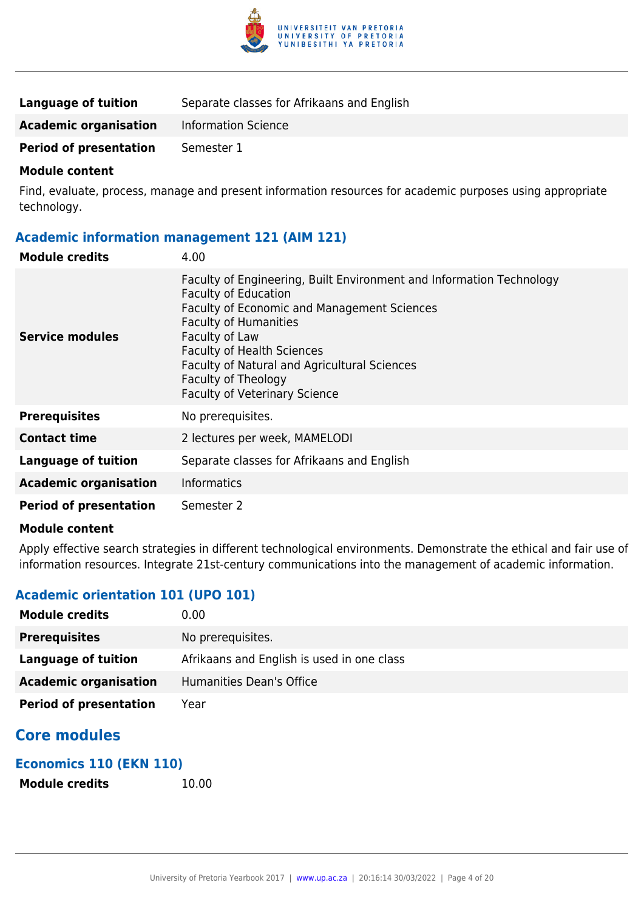| | |
|---|---|
| **Language of tuition** | Separate classes for Afrikaans and English |
| **Academic organisation** | Information Science |
| **Period of presentation** | Semester 1 |

**Module content**

Find, evaluate, process, manage and present information resources for academic purposes using appropriate technology.

### Academic information management 121 (AIM 121)

| | |
|---|---|
| **Module credits** | 4.00 |
| **Service modules** | Faculty of Engineering, Built Environment and Information Technology<br>Faculty of Education<br>Faculty of Economic and Management Sciences<br>Faculty of Humanities<br>Faculty of Law<br>Faculty of Health Sciences<br>Faculty of Natural and Agricultural Sciences<br>Faculty of Theology<br>Faculty of Veterinary Science |
| **Prerequisites** | No prerequisites. |
| **Contact time** | 2 lectures per week, MAMELODI |
| **Language of tuition** | Separate classes for Afrikaans and English |
| **Academic organisation** | Informatics |
| **Period of presentation** | Semester 2 |

**Module content**

Apply effective search strategies in different technological environments. Demonstrate the ethical and fair use of information resources. Integrate 21st-century communications into the management of academic information.

### Academic orientation 101 (UPO 101)

| | |
|---|---|
| **Module credits** | 0.00 |
| **Prerequisites** | No prerequisites. |
| **Language of tuition** | Afrikaans and English is used in one class |
| **Academic organisation** | Humanities Dean's Office |
| **Period of presentation** | Year |

## Core modules

### Economics 110 (EKN 110)

| | |
|---|---|
| **Module credits** | 10.00 |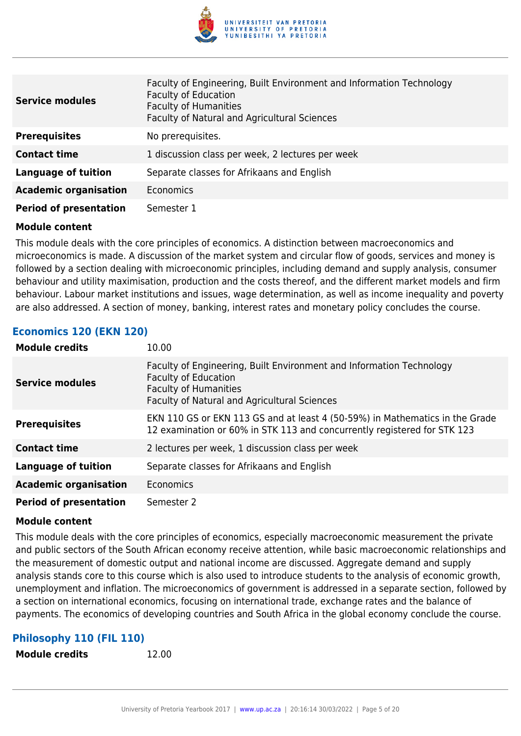| | |
|---|---|
| **Service modules** | Faculty of Engineering, Built Environment and Information Technology<br>Faculty of Education<br>Faculty of Humanities<br>Faculty of Natural and Agricultural Sciences |
| **Prerequisites** | No prerequisites. |
| **Contact time** | 1 discussion class per week, 2 lectures per week |
| **Language of tuition** | Separate classes for Afrikaans and English |
| **Academic organisation** | Economics |
| **Period of presentation** | Semester 1 |

**Module content**

This module deals with the core principles of economics. A distinction between macroeconomics and microeconomics is made. A discussion of the market system and circular flow of goods, services and money is followed by a section dealing with microeconomic principles, including demand and supply analysis, consumer behaviour and utility maximisation, production and the costs thereof, and the different market models and firm behaviour. Labour market institutions and issues, wage determination, as well as income inequality and poverty are also addressed. A section of money, banking, interest rates and monetary policy concludes the course.

### Economics 120 (EKN 120)

| | |
|---|---|
| **Module credits** | 10.00 |
| **Service modules** | Faculty of Engineering, Built Environment and Information Technology<br>Faculty of Education<br>Faculty of Humanities<br>Faculty of Natural and Agricultural Sciences |
| **Prerequisites** | EKN 110 GS or EKN 113 GS and at least 4 (50-59%) in Mathematics in the Grade 12 examination or 60% in STK 113 and concurrently registered for STK 123 |
| **Contact time** | 2 lectures per week, 1 discussion class per week |
| **Language of tuition** | Separate classes for Afrikaans and English |
| **Academic organisation** | Economics |
| **Period of presentation** | Semester 2 |

**Module content**

This module deals with the core principles of economics, especially macroeconomic measurement the private and public sectors of the South African economy receive attention, while basic macroeconomic relationships and the measurement of domestic output and national income are discussed. Aggregate demand and supply analysis stands core to this course which is also used to introduce students to the analysis of economic growth, unemployment and inflation. The microeconomics of government is addressed in a separate section, followed by a section on international economics, focusing on international trade, exchange rates and the balance of payments. The economics of developing countries and South Africa in the global economy conclude the course.

### Philosophy 110 (FIL 110)

| | |
|---|---|
| **Module credits** | 12.00 |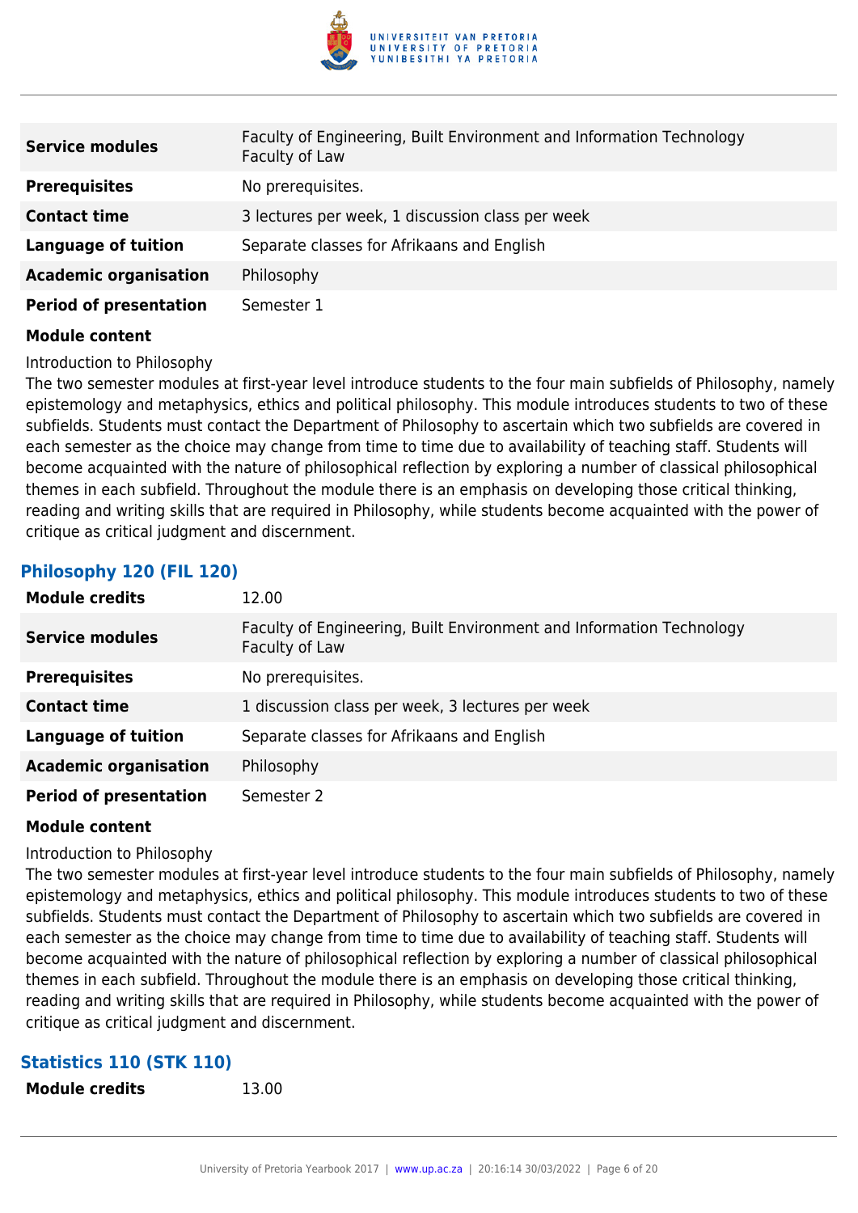| | |
|---|---|
| **Service modules** | Faculty of Engineering, Built Environment and Information Technology<br>Faculty of Law |
| **Prerequisites** | No prerequisites. |
| **Contact time** | 3 lectures per week, 1 discussion class per week |
| **Language of tuition** | Separate classes for Afrikaans and English |
| **Academic organisation** | Philosophy |
| **Period of presentation** | Semester 1 |

**Module content**

Introduction to Philosophy

The two semester modules at first-year level introduce students to the four main subfields of Philosophy, namely epistemology and metaphysics, ethics and political philosophy. This module introduces students to two of these subfields. Students must contact the Department of Philosophy to ascertain which two subfields are covered in each semester as the choice may change from time to time due to availability of teaching staff. Students will become acquainted with the nature of philosophical reflection by exploring a number of classical philosophical themes in each subfield. Throughout the module there is an emphasis on developing those critical thinking, reading and writing skills that are required in Philosophy, while students become acquainted with the power of critique as critical judgment and discernment.

### Philosophy 120 (FIL 120)

| | |
|---|---|
| **Module credits** | 12.00 |
| **Service modules** | Faculty of Engineering, Built Environment and Information Technology<br>Faculty of Law |
| **Prerequisites** | No prerequisites. |
| **Contact time** | 1 discussion class per week, 3 lectures per week |
| **Language of tuition** | Separate classes for Afrikaans and English |
| **Academic organisation** | Philosophy |
| **Period of presentation** | Semester 2 |

**Module content**

Introduction to Philosophy

The two semester modules at first-year level introduce students to the four main subfields of Philosophy, namely epistemology and metaphysics, ethics and political philosophy. This module introduces students to two of these subfields. Students must contact the Department of Philosophy to ascertain which two subfields are covered in each semester as the choice may change from time to time due to availability of teaching staff. Students will become acquainted with the nature of philosophical reflection by exploring a number of classical philosophical themes in each subfield. Throughout the module there is an emphasis on developing those critical thinking, reading and writing skills that are required in Philosophy, while students become acquainted with the power of critique as critical judgment and discernment.

### Statistics 110 (STK 110)

| | |
|---|---|
| **Module credits** | 13.00 |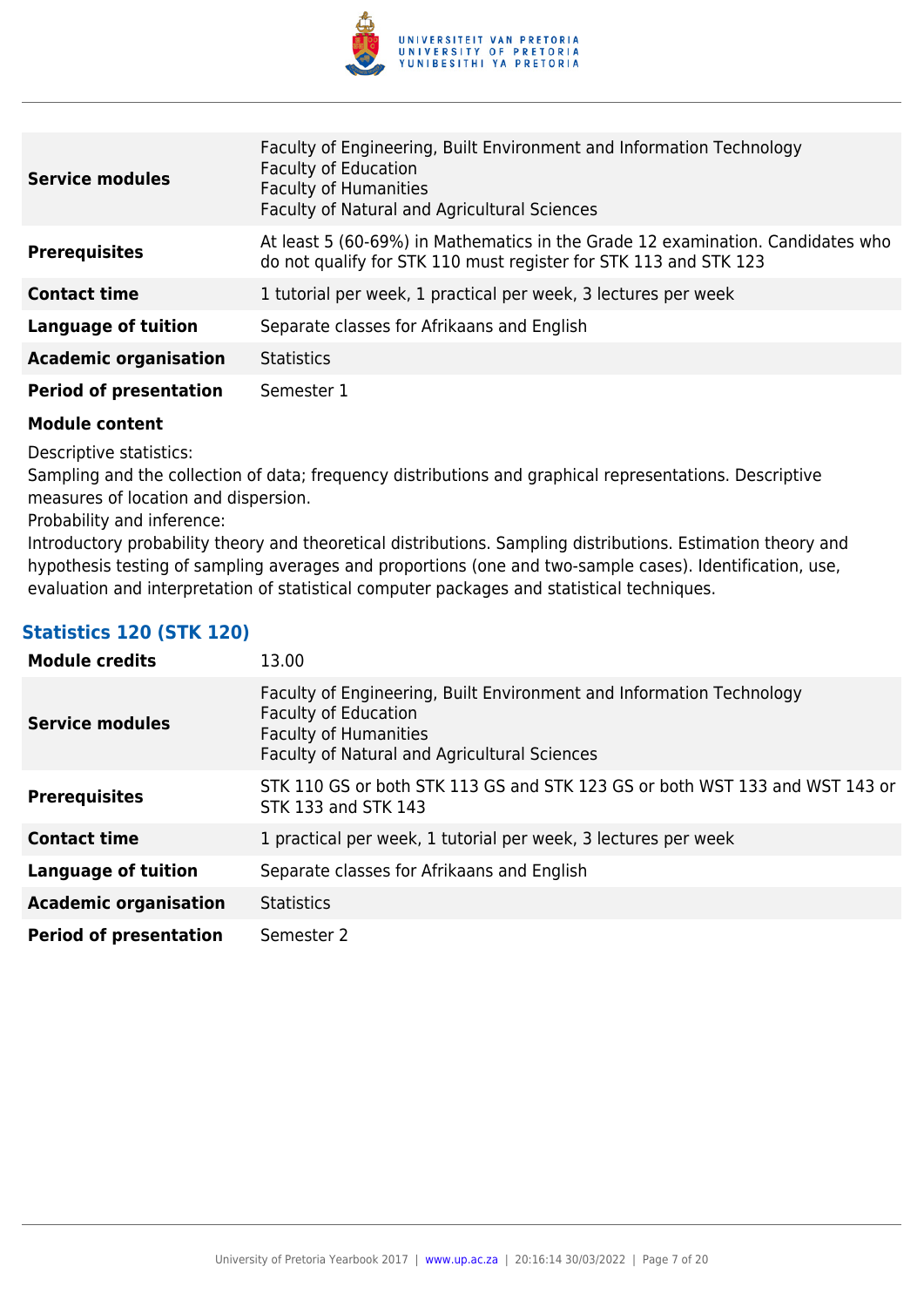| | |
|---|---|
| **Service modules** | Faculty of Engineering, Built Environment and Information Technology<br>Faculty of Education<br>Faculty of Humanities<br>Faculty of Natural and Agricultural Sciences |
| **Prerequisites** | At least 5 (60-69%) in Mathematics in the Grade 12 examination. Candidates who do not qualify for STK 110 must register for STK 113 and STK 123 |
| **Contact time** | 1 tutorial per week, 1 practical per week, 3 lectures per week |
| **Language of tuition** | Separate classes for Afrikaans and English |
| **Academic organisation** | Statistics |
| **Period of presentation** | Semester 1 |

**Module content**

Descriptive statistics:
Sampling and the collection of data; frequency distributions and graphical representations. Descriptive measures of location and dispersion.
Probability and inference:
Introductory probability theory and theoretical distributions. Sampling distributions. Estimation theory and hypothesis testing of sampling averages and proportions (one and two-sample cases). Identification, use, evaluation and interpretation of statistical computer packages and statistical techniques.

### Statistics 120 (STK 120)

| | |
|---|---|
| **Module credits** | 13.00 |
| **Service modules** | Faculty of Engineering, Built Environment and Information Technology<br>Faculty of Education<br>Faculty of Humanities<br>Faculty of Natural and Agricultural Sciences |
| **Prerequisites** | STK 110 GS or both STK 113 GS and STK 123 GS or both WST 133 and WST 143 or STK 133 and STK 143 |
| **Contact time** | 1 practical per week, 1 tutorial per week, 3 lectures per week |
| **Language of tuition** | Separate classes for Afrikaans and English |
| **Academic organisation** | Statistics |
| **Period of presentation** | Semester 2 |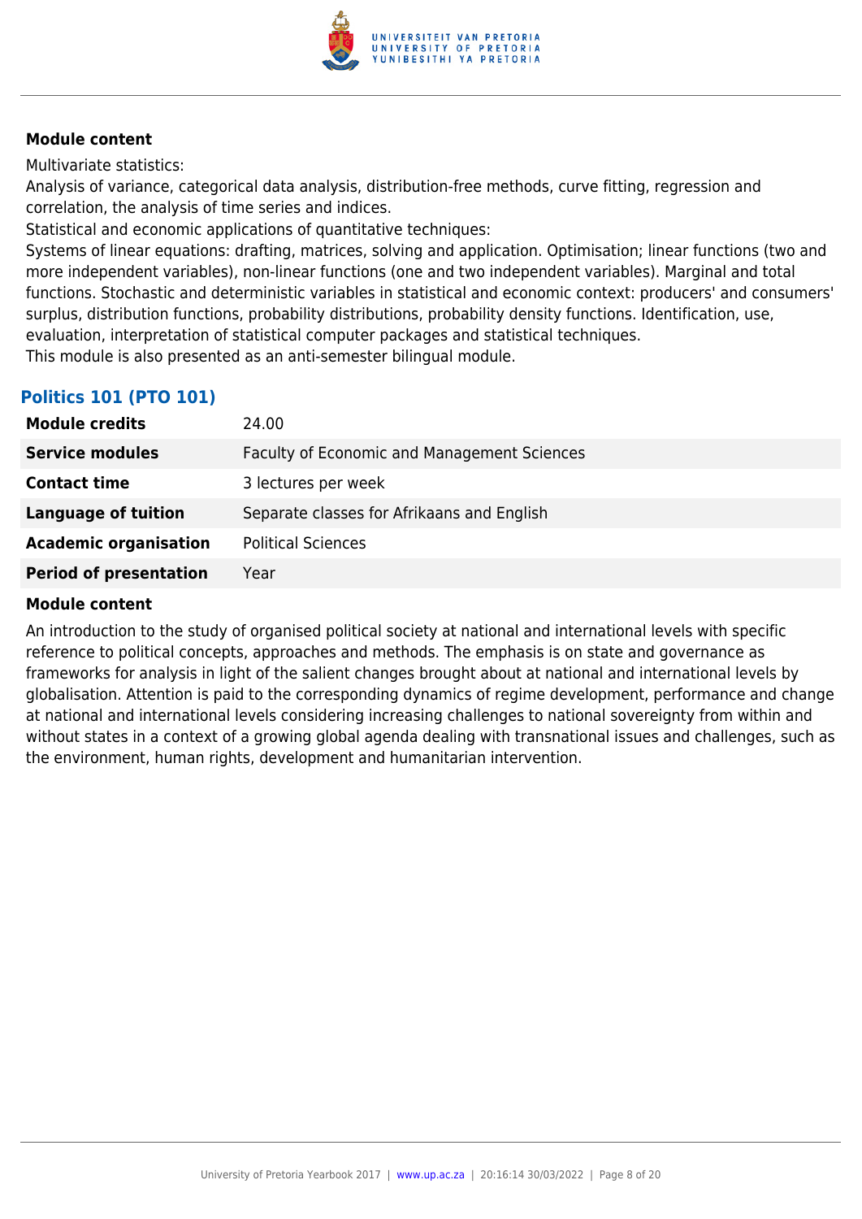#### Module content

Multivariate statistics:

Analysis of variance, categorical data analysis, distribution-free methods, curve fitting, regression and correlation, the analysis of time series and indices.

Statistical and economic applications of quantitative techniques:

Systems of linear equations: drafting, matrices, solving and application. Optimisation; linear functions (two and more independent variables), non-linear functions (one and two independent variables). Marginal and total functions. Stochastic and deterministic variables in statistical and economic context: producers' and consumers' surplus, distribution functions, probability distributions, probability density functions. Identification, use, evaluation, interpretation of statistical computer packages and statistical techniques.

This module is also presented as an anti-semester bilingual module.

### Politics 101 (PTO 101)

| | |
|---|---|
| **Module credits** | 24.00 |
| **Service modules** | Faculty of Economic and Management Sciences |
| **Contact time** | 3 lectures per week |
| **Language of tuition** | Separate classes for Afrikaans and English |
| **Academic organisation** | Political Sciences |
| **Period of presentation** | Year |

#### Module content

An introduction to the study of organised political society at national and international levels with specific reference to political concepts, approaches and methods. The emphasis is on state and governance as frameworks for analysis in light of the salient changes brought about at national and international levels by globalisation. Attention is paid to the corresponding dynamics of regime development, performance and change at national and international levels considering increasing challenges to national sovereignty from within and without states in a context of a growing global agenda dealing with transnational issues and challenges, such as the environment, human rights, development and humanitarian intervention.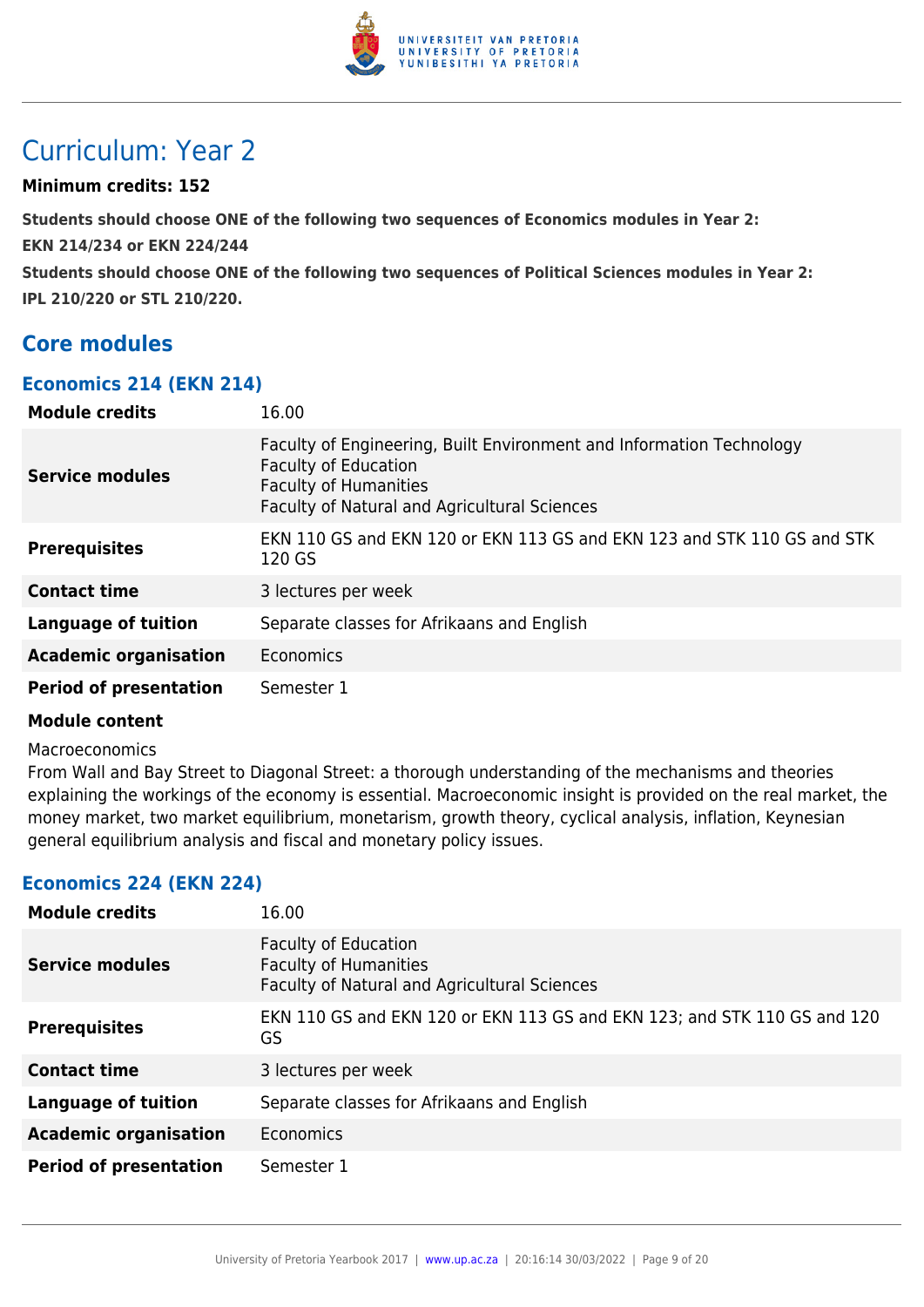# Curriculum: Year 2

**Minimum credits: 152**

**Students should choose ONE of the following two sequences of Economics modules in Year 2:**

**EKN 214/234 or EKN 224/244**

**Students should choose ONE of the following two sequences of Political Sciences modules in Year 2:**

**IPL 210/220 or STL 210/220.**

## Core modules

### Economics 214 (EKN 214)

| | |
|---|---|
| **Module credits** | 16.00 |
| **Service modules** | Faculty of Engineering, Built Environment and Information Technology<br>Faculty of Education<br>Faculty of Humanities<br>Faculty of Natural and Agricultural Sciences |
| **Prerequisites** | EKN 110 GS and EKN 120 or EKN 113 GS and EKN 123 and STK 110 GS and STK 120 GS |
| **Contact time** | 3 lectures per week |
| **Language of tuition** | Separate classes for Afrikaans and English |
| **Academic organisation** | Economics |
| **Period of presentation** | Semester 1 |

**Module content**

Macroeconomics

From Wall and Bay Street to Diagonal Street: a thorough understanding of the mechanisms and theories explaining the workings of the economy is essential. Macroeconomic insight is provided on the real market, the money market, two market equilibrium, monetarism, growth theory, cyclical analysis, inflation, Keynesian general equilibrium analysis and fiscal and monetary policy issues.

### Economics 224 (EKN 224)

| | |
|---|---|
| **Module credits** | 16.00 |
| **Service modules** | Faculty of Education<br>Faculty of Humanities<br>Faculty of Natural and Agricultural Sciences |
| **Prerequisites** | EKN 110 GS and EKN 120 or EKN 113 GS and EKN 123; and STK 110 GS and 120 GS |
| **Contact time** | 3 lectures per week |
| **Language of tuition** | Separate classes for Afrikaans and English |
| **Academic organisation** | Economics |
| **Period of presentation** | Semester 1 |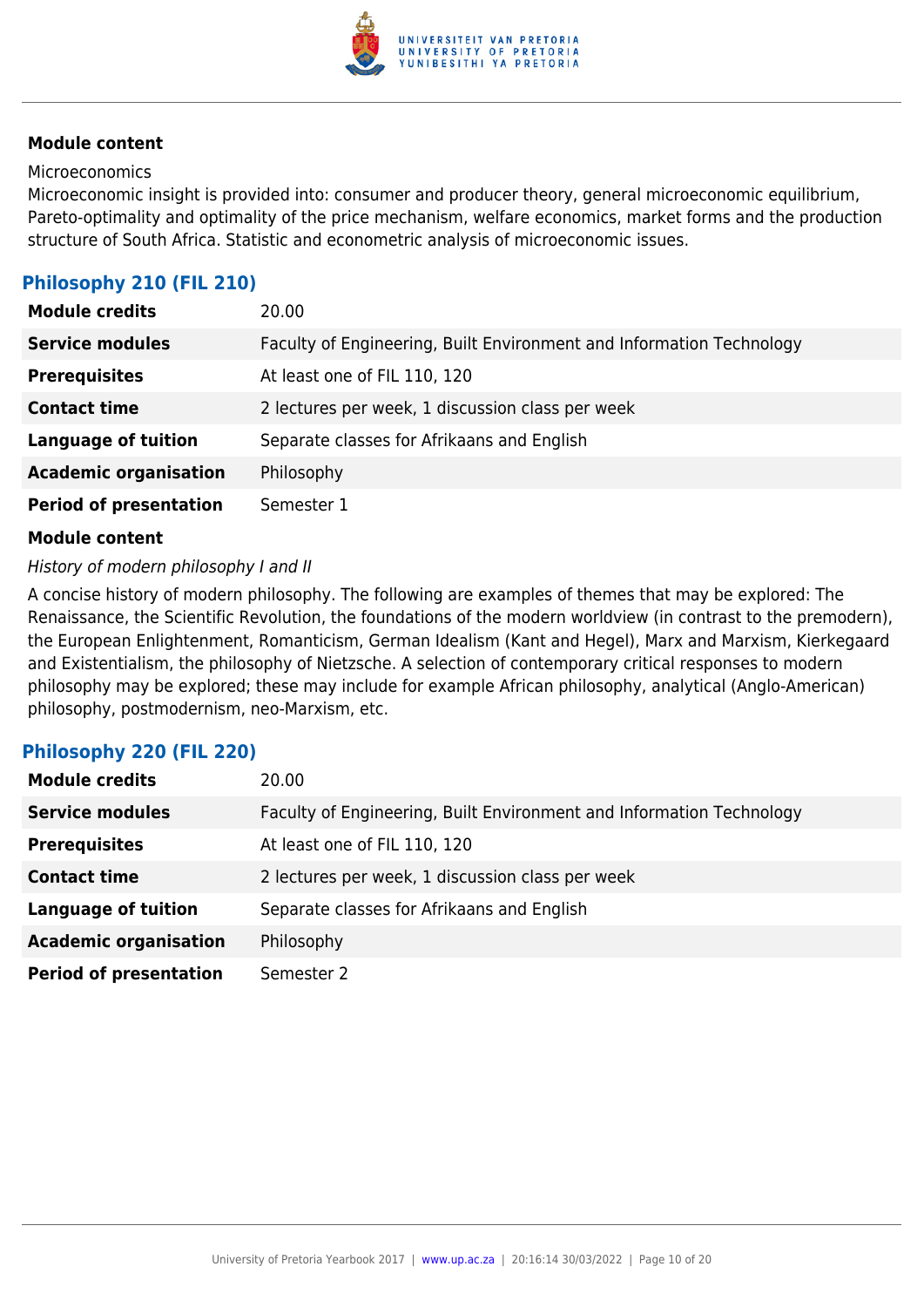**Module content**

Microeconomics

Microeconomic insight is provided into: consumer and producer theory, general microeconomic equilibrium, Pareto-optimality and optimality of the price mechanism, welfare economics, market forms and the production structure of South Africa. Statistic and econometric analysis of microeconomic issues.

### Philosophy 210 (FIL 210)

| | |
|---|---|
| **Module credits** | 20.00 |
| **Service modules** | Faculty of Engineering, Built Environment and Information Technology |
| **Prerequisites** | At least one of FIL 110, 120 |
| **Contact time** | 2 lectures per week, 1 discussion class per week |
| **Language of tuition** | Separate classes for Afrikaans and English |
| **Academic organisation** | Philosophy |
| **Period of presentation** | Semester 1 |

**Module content**

*History of modern philosophy I and II*

A concise history of modern philosophy. The following are examples of themes that may be explored: The Renaissance, the Scientific Revolution, the foundations of the modern worldview (in contrast to the premodern), the European Enlightenment, Romanticism, German Idealism (Kant and Hegel), Marx and Marxism, Kierkegaard and Existentialism, the philosophy of Nietzsche. A selection of contemporary critical responses to modern philosophy may be explored; these may include for example African philosophy, analytical (Anglo-American) philosophy, postmodernism, neo-Marxism, etc.

### Philosophy 220 (FIL 220)

| | |
|---|---|
| **Module credits** | 20.00 |
| **Service modules** | Faculty of Engineering, Built Environment and Information Technology |
| **Prerequisites** | At least one of FIL 110, 120 |
| **Contact time** | 2 lectures per week, 1 discussion class per week |
| **Language of tuition** | Separate classes for Afrikaans and English |
| **Academic organisation** | Philosophy |
| **Period of presentation** | Semester 2 |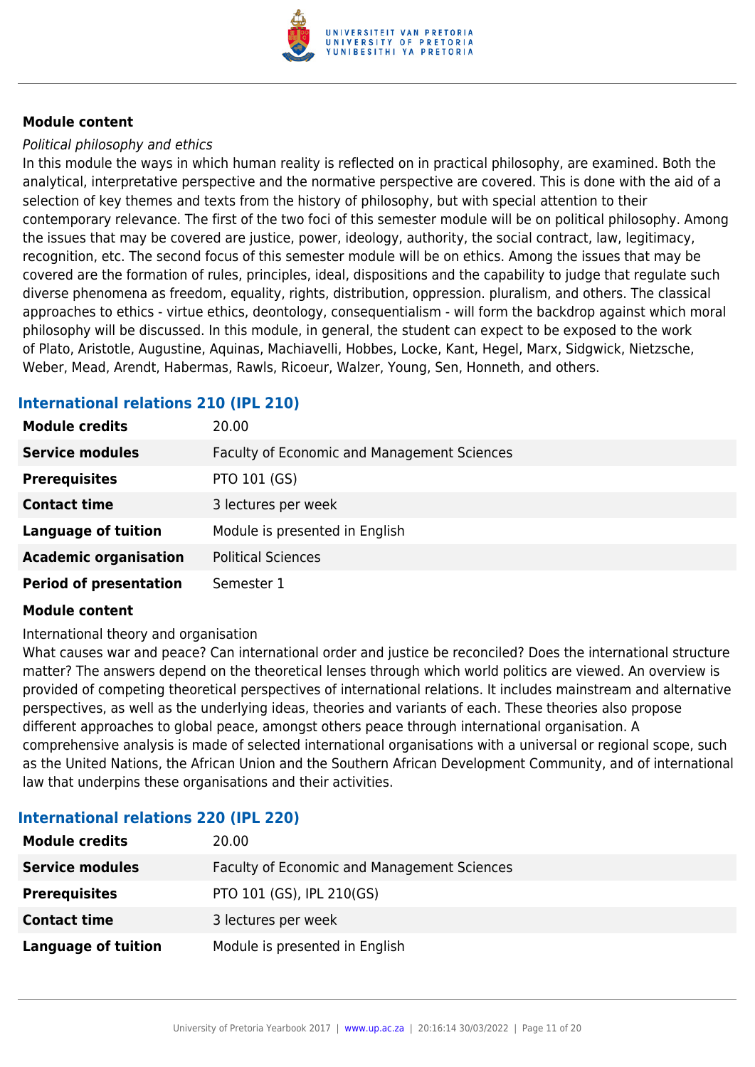**Module content**

*Political philosophy and ethics*

In this module the ways in which human reality is reflected on in practical philosophy, are examined. Both the analytical, interpretative perspective and the normative perspective are covered. This is done with the aid of a selection of key themes and texts from the history of philosophy, but with special attention to their contemporary relevance. The first of the two foci of this semester module will be on political philosophy. Among the issues that may be covered are justice, power, ideology, authority, the social contract, law, legitimacy, recognition, etc. The second focus of this semester module will be on ethics. Among the issues that may be covered are the formation of rules, principles, ideal, dispositions and the capability to judge that regulate such diverse phenomena as freedom, equality, rights, distribution, oppression. pluralism, and others. The classical approaches to ethics - virtue ethics, deontology, consequentialism - will form the backdrop against which moral philosophy will be discussed. In this module, in general, the student can expect to be exposed to the work of Plato, Aristotle, Augustine, Aquinas, Machiavelli, Hobbes, Locke, Kant, Hegel, Marx, Sidgwick, Nietzsche, Weber, Mead, Arendt, Habermas, Rawls, Ricoeur, Walzer, Young, Sen, Honneth, and others.

### International relations 210 (IPL 210)

| | |
|---|---|
| **Module credits** | 20.00 |
| **Service modules** | Faculty of Economic and Management Sciences |
| **Prerequisites** | PTO 101 (GS) |
| **Contact time** | 3 lectures per week |
| **Language of tuition** | Module is presented in English |
| **Academic organisation** | Political Sciences |
| **Period of presentation** | Semester 1 |

**Module content**

International theory and organisation

What causes war and peace? Can international order and justice be reconciled? Does the international structure matter? The answers depend on the theoretical lenses through which world politics are viewed. An overview is provided of competing theoretical perspectives of international relations. It includes mainstream and alternative perspectives, as well as the underlying ideas, theories and variants of each. These theories also propose different approaches to global peace, amongst others peace through international organisation. A comprehensive analysis is made of selected international organisations with a universal or regional scope, such as the United Nations, the African Union and the Southern African Development Community, and of international law that underpins these organisations and their activities.

### International relations 220 (IPL 220)

| | |
|---|---|
| **Module credits** | 20.00 |
| **Service modules** | Faculty of Economic and Management Sciences |
| **Prerequisites** | PTO 101 (GS), IPL 210(GS) |
| **Contact time** | 3 lectures per week |
| **Language of tuition** | Module is presented in English |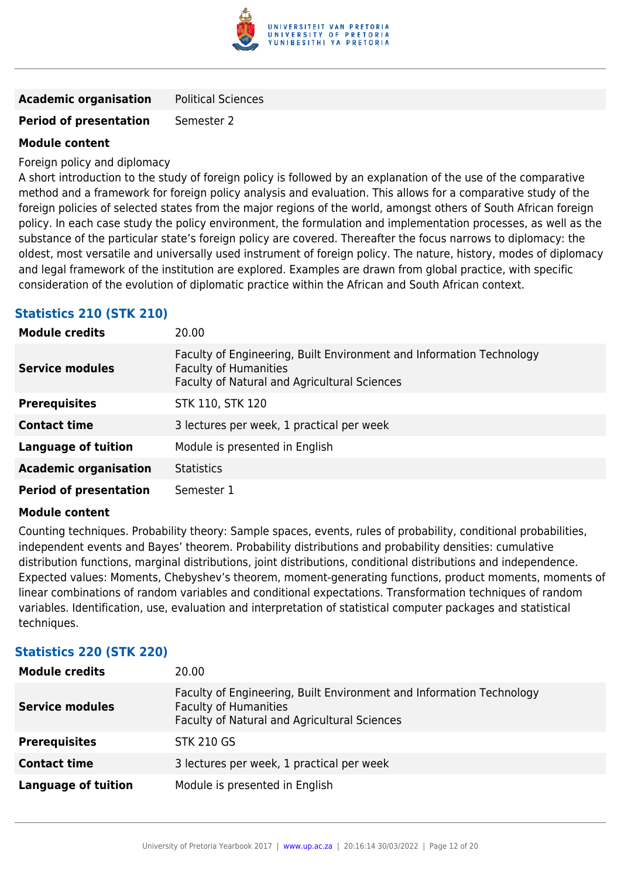| | |
|---|---|
| **Academic organisation** | Political Sciences |
| **Period of presentation** | Semester 2 |

**Module content**

Foreign policy and diplomacy

A short introduction to the study of foreign policy is followed by an explanation of the use of the comparative method and a framework for foreign policy analysis and evaluation. This allows for a comparative study of the foreign policies of selected states from the major regions of the world, amongst others of South African foreign policy. In each case study the policy environment, the formulation and implementation processes, as well as the substance of the particular state's foreign policy are covered. Thereafter the focus narrows to diplomacy: the oldest, most versatile and universally used instrument of foreign policy. The nature, history, modes of diplomacy and legal framework of the institution are explored. Examples are drawn from global practice, with specific consideration of the evolution of diplomatic practice within the African and South African context.

### Statistics 210 (STK 210)

| | |
|---|---|
| **Module credits** | 20.00 |
| **Service modules** | Faculty of Engineering, Built Environment and Information Technology<br>Faculty of Humanities<br>Faculty of Natural and Agricultural Sciences |
| **Prerequisites** | STK 110, STK 120 |
| **Contact time** | 3 lectures per week, 1 practical per week |
| **Language of tuition** | Module is presented in English |
| **Academic organisation** | Statistics |
| **Period of presentation** | Semester 1 |

**Module content**

Counting techniques. Probability theory: Sample spaces, events, rules of probability, conditional probabilities, independent events and Bayes' theorem. Probability distributions and probability densities: cumulative distribution functions, marginal distributions, joint distributions, conditional distributions and independence. Expected values: Moments, Chebyshev's theorem, moment-generating functions, product moments, moments of linear combinations of random variables and conditional expectations. Transformation techniques of random variables. Identification, use, evaluation and interpretation of statistical computer packages and statistical techniques.

### Statistics 220 (STK 220)

| | |
|---|---|
| **Module credits** | 20.00 |
| **Service modules** | Faculty of Engineering, Built Environment and Information Technology<br>Faculty of Humanities<br>Faculty of Natural and Agricultural Sciences |
| **Prerequisites** | STK 210 GS |
| **Contact time** | 3 lectures per week, 1 practical per week |
| **Language of tuition** | Module is presented in English |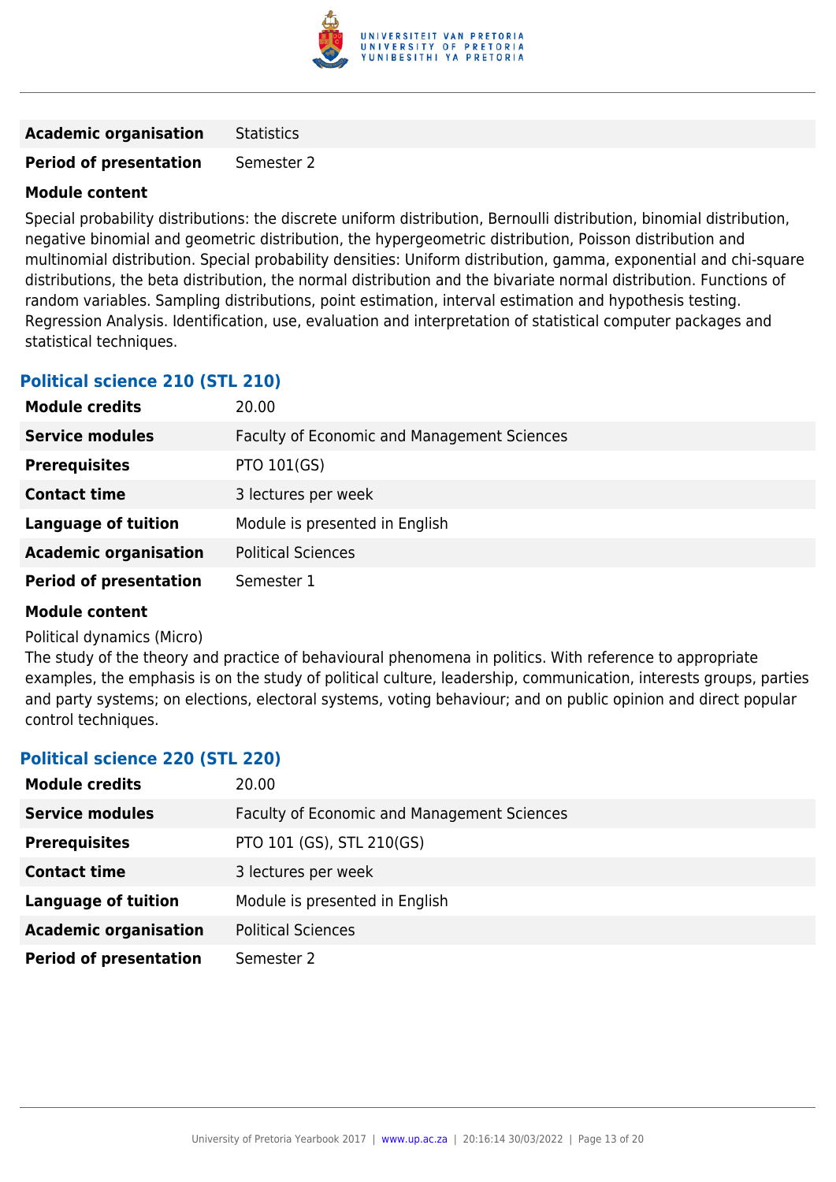| | |
|---|---|
| **Academic organisation** | Statistics |
| **Period of presentation** | Semester 2 |

**Module content**

Special probability distributions: the discrete uniform distribution, Bernoulli distribution, binomial distribution, negative binomial and geometric distribution, the hypergeometric distribution, Poisson distribution and multinomial distribution. Special probability densities: Uniform distribution, gamma, exponential and chi-square distributions, the beta distribution, the normal distribution and the bivariate normal distribution. Functions of random variables. Sampling distributions, point estimation, interval estimation and hypothesis testing. Regression Analysis. Identification, use, evaluation and interpretation of statistical computer packages and statistical techniques.

### Political science 210 (STL 210)

| | |
|---|---|
| **Module credits** | 20.00 |
| **Service modules** | Faculty of Economic and Management Sciences |
| **Prerequisites** | PTO 101(GS) |
| **Contact time** | 3 lectures per week |
| **Language of tuition** | Module is presented in English |
| **Academic organisation** | Political Sciences |
| **Period of presentation** | Semester 1 |

**Module content**

Political dynamics (Micro)
The study of the theory and practice of behavioural phenomena in politics. With reference to appropriate examples, the emphasis is on the study of political culture, leadership, communication, interests groups, parties and party systems; on elections, electoral systems, voting behaviour; and on public opinion and direct popular control techniques.

### Political science 220 (STL 220)

| | |
|---|---|
| **Module credits** | 20.00 |
| **Service modules** | Faculty of Economic and Management Sciences |
| **Prerequisites** | PTO 101 (GS), STL 210(GS) |
| **Contact time** | 3 lectures per week |
| **Language of tuition** | Module is presented in English |
| **Academic organisation** | Political Sciences |
| **Period of presentation** | Semester 2 |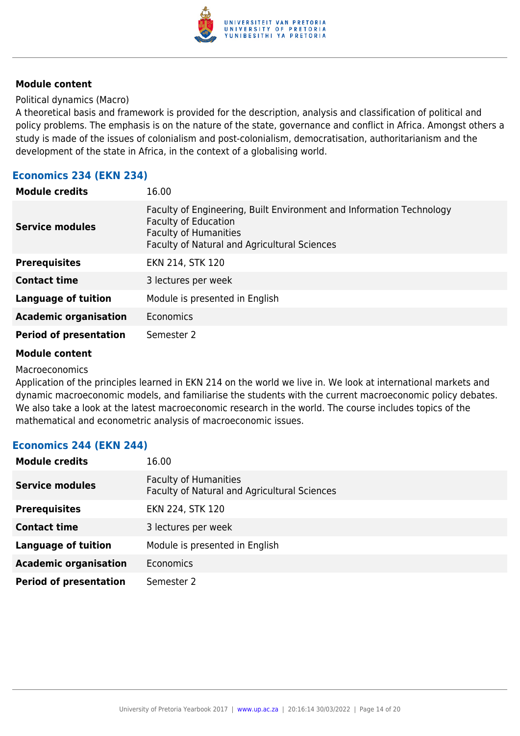**Module content**

Political dynamics (Macro)

A theoretical basis and framework is provided for the description, analysis and classification of political and policy problems. The emphasis is on the nature of the state, governance and conflict in Africa. Amongst others a study is made of the issues of colonialism and post-colonialism, democratisation, authoritarianism and the development of the state in Africa, in the context of a globalising world.

### Economics 234 (EKN 234)

| | |
|---|---|
| **Module credits** | 16.00 |
| **Service modules** | Faculty of Engineering, Built Environment and Information Technology<br>Faculty of Education<br>Faculty of Humanities<br>Faculty of Natural and Agricultural Sciences |
| **Prerequisites** | EKN 214, STK 120 |
| **Contact time** | 3 lectures per week |
| **Language of tuition** | Module is presented in English |
| **Academic organisation** | Economics |
| **Period of presentation** | Semester 2 |

**Module content**

Macroeconomics

Application of the principles learned in EKN 214 on the world we live in. We look at international markets and dynamic macroeconomic models, and familiarise the students with the current macroeconomic policy debates. We also take a look at the latest macroeconomic research in the world. The course includes topics of the mathematical and econometric analysis of macroeconomic issues.

### Economics 244 (EKN 244)

| | |
|---|---|
| **Module credits** | 16.00 |
| **Service modules** | Faculty of Humanities<br>Faculty of Natural and Agricultural Sciences |
| **Prerequisites** | EKN 224, STK 120 |
| **Contact time** | 3 lectures per week |
| **Language of tuition** | Module is presented in English |
| **Academic organisation** | Economics |
| **Period of presentation** | Semester 2 |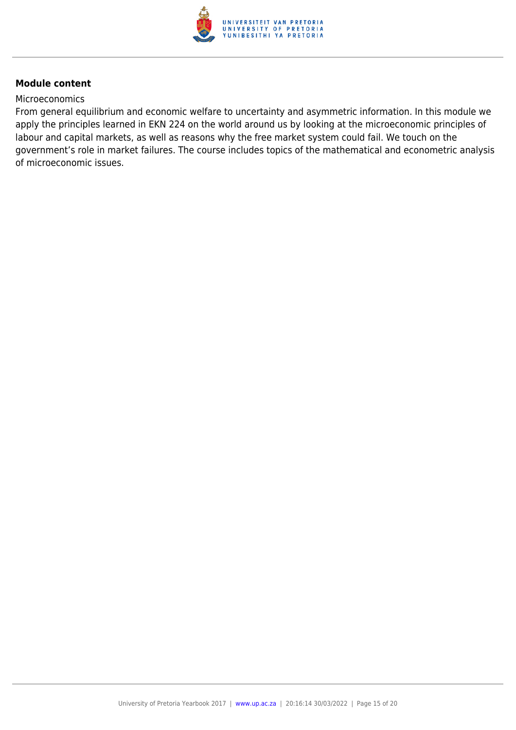**Module content**

Microeconomics

From general equilibrium and economic welfare to uncertainty and asymmetric information. In this module we apply the principles learned in EKN 224 on the world around us by looking at the microeconomic principles of labour and capital markets, as well as reasons why the free market system could fail. We touch on the government's role in market failures. The course includes topics of the mathematical and econometric analysis of microeconomic issues.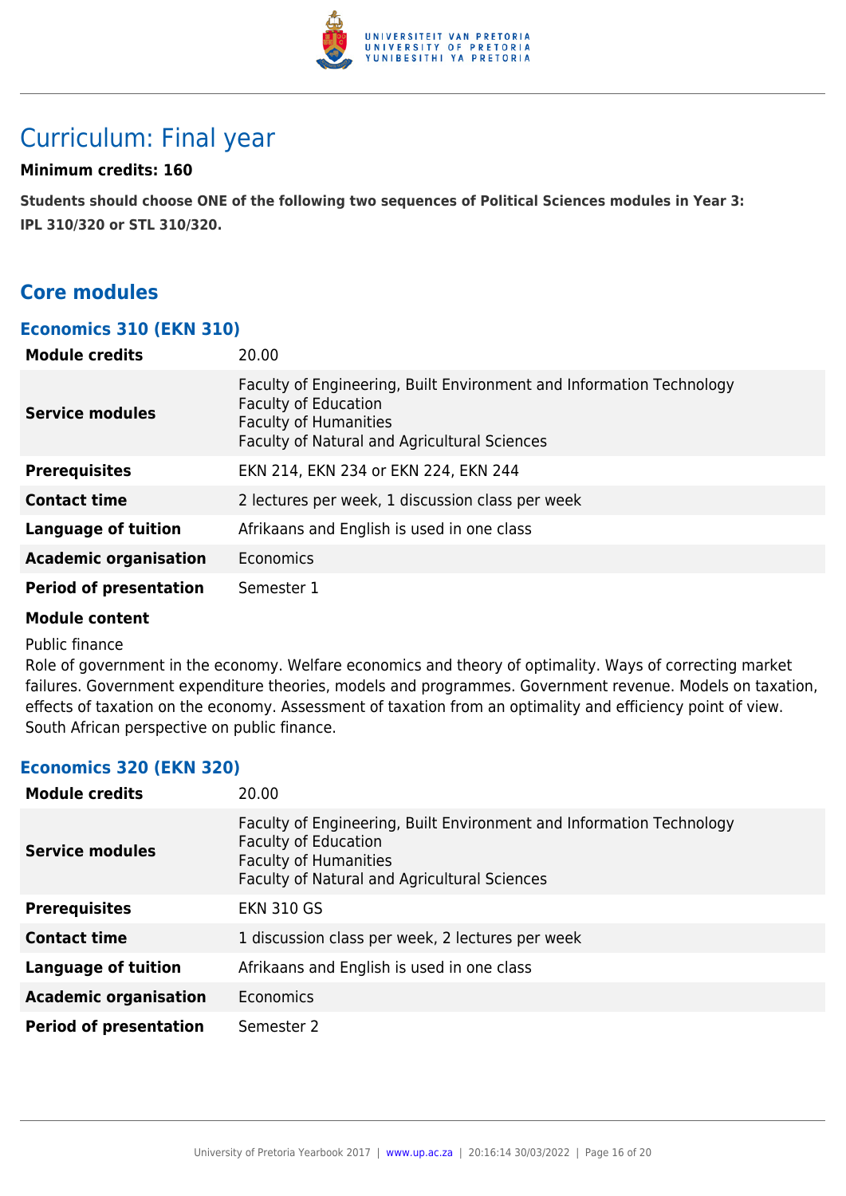# Curriculum: Final year

**Minimum credits: 160**

**Students should choose ONE of the following two sequences of Political Sciences modules in Year 3: IPL 310/320 or STL 310/320.**

## Core modules

### Economics 310 (EKN 310)

| | |
|---|---|
| **Module credits** | 20.00 |
| **Service modules** | Faculty of Engineering, Built Environment and Information Technology<br>Faculty of Education<br>Faculty of Humanities<br>Faculty of Natural and Agricultural Sciences |
| **Prerequisites** | EKN 214, EKN 234 or EKN 224, EKN 244 |
| **Contact time** | 2 lectures per week, 1 discussion class per week |
| **Language of tuition** | Afrikaans and English is used in one class |
| **Academic organisation** | Economics |
| **Period of presentation** | Semester 1 |

**Module content**

Public finance

Role of government in the economy. Welfare economics and theory of optimality. Ways of correcting market failures. Government expenditure theories, models and programmes. Government revenue. Models on taxation, effects of taxation on the economy. Assessment of taxation from an optimality and efficiency point of view. South African perspective on public finance.

### Economics 320 (EKN 320)

| | |
|---|---|
| **Module credits** | 20.00 |
| **Service modules** | Faculty of Engineering, Built Environment and Information Technology<br>Faculty of Education<br>Faculty of Humanities<br>Faculty of Natural and Agricultural Sciences |
| **Prerequisites** | EKN 310 GS |
| **Contact time** | 1 discussion class per week, 2 lectures per week |
| **Language of tuition** | Afrikaans and English is used in one class |
| **Academic organisation** | Economics |
| **Period of presentation** | Semester 2 |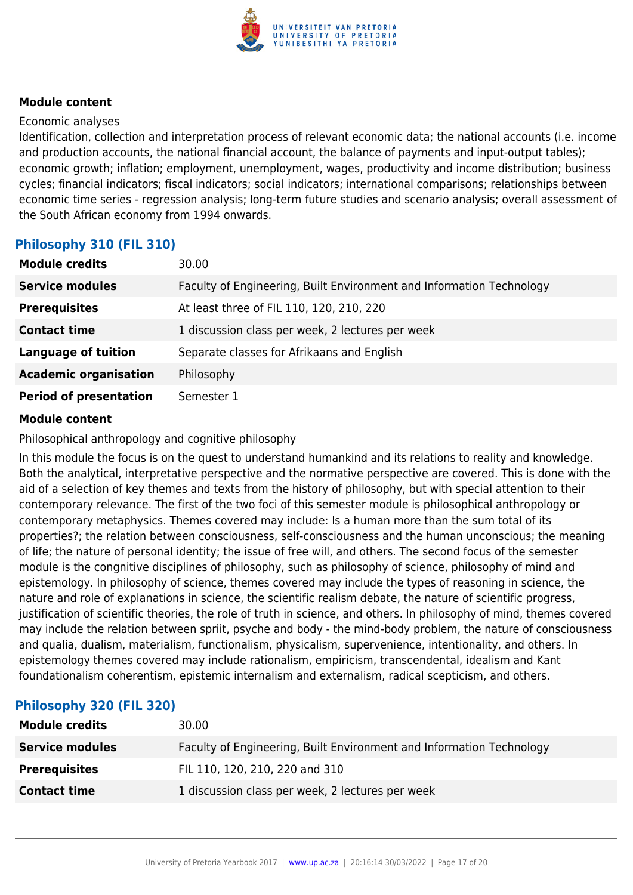**Module content**

Economic analyses

Identification, collection and interpretation process of relevant economic data; the national accounts (i.e. income and production accounts, the national financial account, the balance of payments and input-output tables); economic growth; inflation; employment, unemployment, wages, productivity and income distribution; business cycles; financial indicators; fiscal indicators; social indicators; international comparisons; relationships between economic time series - regression analysis; long-term future studies and scenario analysis; overall assessment of the South African economy from 1994 onwards.

### Philosophy 310 (FIL 310)

| | |
|---|---|
| **Module credits** | 30.00 |
| **Service modules** | Faculty of Engineering, Built Environment and Information Technology |
| **Prerequisites** | At least three of FIL 110, 120, 210, 220 |
| **Contact time** | 1 discussion class per week, 2 lectures per week |
| **Language of tuition** | Separate classes for Afrikaans and English |
| **Academic organisation** | Philosophy |
| **Period of presentation** | Semester 1 |

**Module content**

Philosophical anthropology and cognitive philosophy

In this module the focus is on the quest to understand humankind and its relations to reality and knowledge. Both the analytical, interpretative perspective and the normative perspective are covered. This is done with the aid of a selection of key themes and texts from the history of philosophy, but with special attention to their contemporary relevance. The first of the two foci of this semester module is philosophical anthropology or contemporary metaphysics. Themes covered may include: Is a human more than the sum total of its properties?; the relation between consciousness, self-consciousness and the human unconscious; the meaning of life; the nature of personal identity; the issue of free will, and others. The second focus of the semester module is the congnitive disciplines of philosophy, such as philosophy of science, philosophy of mind and epistemology. In philosophy of science, themes covered may include the types of reasoning in science, the nature and role of explanations in science, the scientific realism debate, the nature of scientific progress, justification of scientific theories, the role of truth in science, and others. In philosophy of mind, themes covered may include the relation between spriit, psyche and body - the mind-body problem, the nature of consciousness and qualia, dualism, materialism, functionalism, physicalism, supervenience, intentionality, and others. In epistemology themes covered may include rationalism, empiricism, transcendental, idealism and Kant foundationalism coherentism, epistemic internalism and externalism, radical scepticism, and others.

### Philosophy 320 (FIL 320)

| | |
|---|---|
| **Module credits** | 30.00 |
| **Service modules** | Faculty of Engineering, Built Environment and Information Technology |
| **Prerequisites** | FIL 110, 120, 210, 220 and 310 |
| **Contact time** | 1 discussion class per week, 2 lectures per week |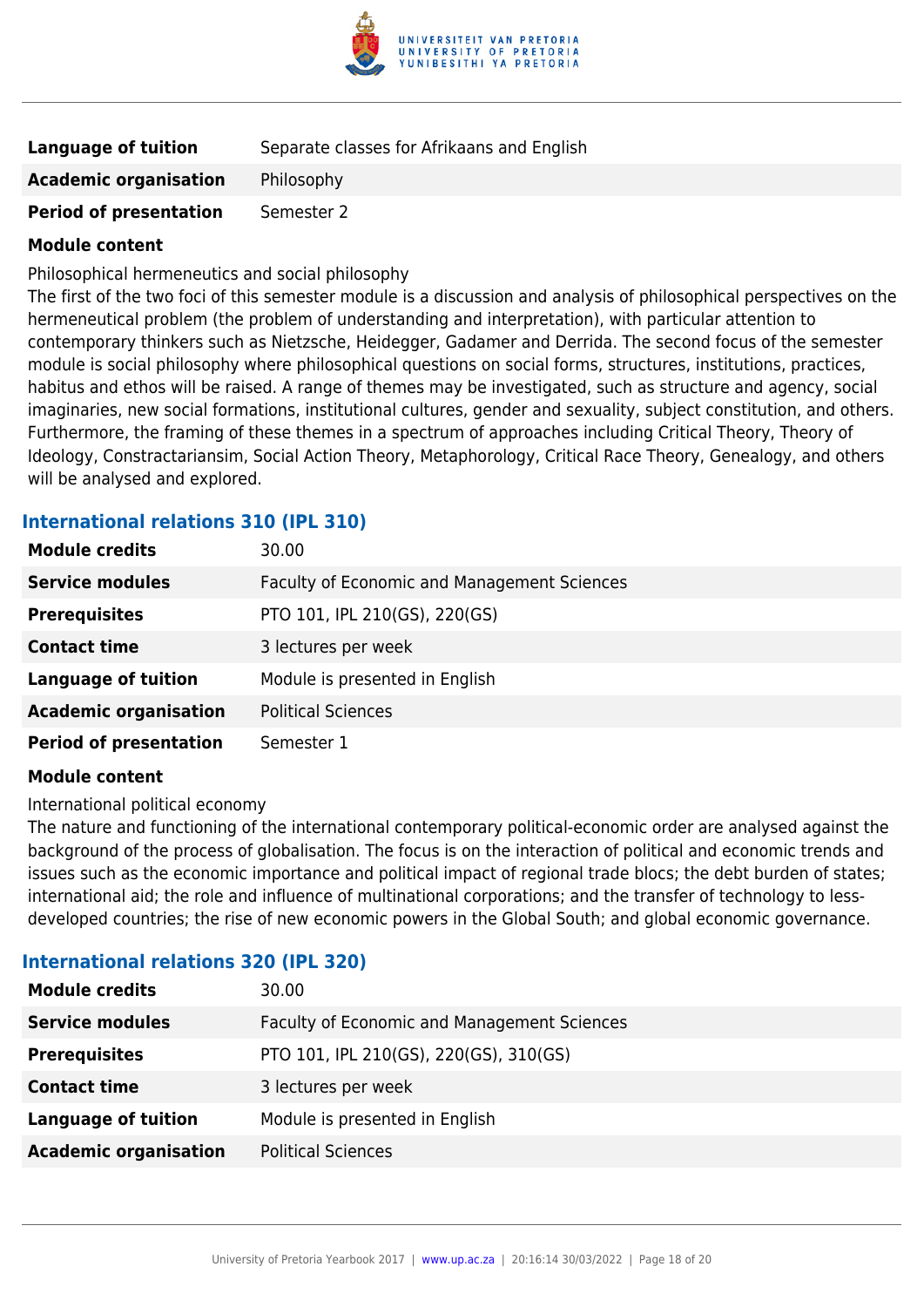| | |
|---|---|
| **Language of tuition** | Separate classes for Afrikaans and English |
| **Academic organisation** | Philosophy |
| **Period of presentation** | Semester 2 |

**Module content**

Philosophical hermeneutics and social philosophy

The first of the two foci of this semester module is a discussion and analysis of philosophical perspectives on the hermeneutical problem (the problem of understanding and interpretation), with particular attention to contemporary thinkers such as Nietzsche, Heidegger, Gadamer and Derrida. The second focus of the semester module is social philosophy where philosophical questions on social forms, structures, institutions, practices, habitus and ethos will be raised. A range of themes may be investigated, such as structure and agency, social imaginaries, new social formations, institutional cultures, gender and sexuality, subject constitution, and others. Furthermore, the framing of these themes in a spectrum of approaches including Critical Theory, Theory of Ideology, Constractariansim, Social Action Theory, Metaphorology, Critical Race Theory, Genealogy, and others will be analysed and explored.

### International relations 310 (IPL 310)

| | |
|---|---|
| **Module credits** | 30.00 |
| **Service modules** | Faculty of Economic and Management Sciences |
| **Prerequisites** | PTO 101, IPL 210(GS), 220(GS) |
| **Contact time** | 3 lectures per week |
| **Language of tuition** | Module is presented in English |
| **Academic organisation** | Political Sciences |
| **Period of presentation** | Semester 1 |

**Module content**

International political economy

The nature and functioning of the international contemporary political-economic order are analysed against the background of the process of globalisation. The focus is on the interaction of political and economic trends and issues such as the economic importance and political impact of regional trade blocs; the debt burden of states; international aid; the role and influence of multinational corporations; and the transfer of technology to less-developed countries; the rise of new economic powers in the Global South; and global economic governance.

### International relations 320 (IPL 320)

| | |
|---|---|
| **Module credits** | 30.00 |
| **Service modules** | Faculty of Economic and Management Sciences |
| **Prerequisites** | PTO 101, IPL 210(GS), 220(GS), 310(GS) |
| **Contact time** | 3 lectures per week |
| **Language of tuition** | Module is presented in English |
| **Academic organisation** | Political Sciences |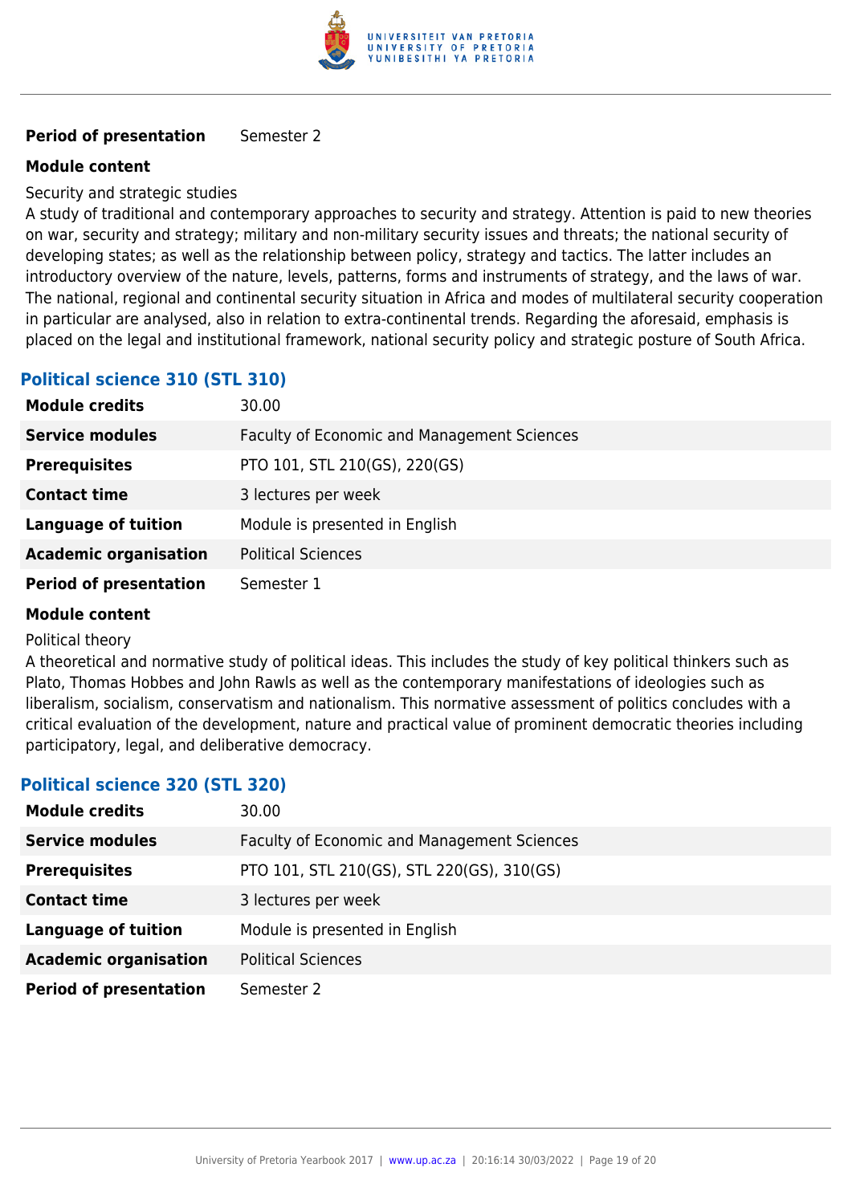| **Period of presentation** | Semester 2 |
|---|---|

**Module content**

Security and strategic studies

A study of traditional and contemporary approaches to security and strategy. Attention is paid to new theories on war, security and strategy; military and non-military security issues and threats; the national security of developing states; as well as the relationship between policy, strategy and tactics. The latter includes an introductory overview of the nature, levels, patterns, forms and instruments of strategy, and the laws of war. The national, regional and continental security situation in Africa and modes of multilateral security cooperation in particular are analysed, also in relation to extra-continental trends. Regarding the aforesaid, emphasis is placed on the legal and institutional framework, national security policy and strategic posture of South Africa.

### Political science 310 (STL 310)

| | |
|---|---|
| **Module credits** | 30.00 |
| **Service modules** | Faculty of Economic and Management Sciences |
| **Prerequisites** | PTO 101, STL 210(GS), 220(GS) |
| **Contact time** | 3 lectures per week |
| **Language of tuition** | Module is presented in English |
| **Academic organisation** | Political Sciences |
| **Period of presentation** | Semester 1 |

**Module content**

Political theory

A theoretical and normative study of political ideas. This includes the study of key political thinkers such as Plato, Thomas Hobbes and John Rawls as well as the contemporary manifestations of ideologies such as liberalism, socialism, conservatism and nationalism. This normative assessment of politics concludes with a critical evaluation of the development, nature and practical value of prominent democratic theories including participatory, legal, and deliberative democracy.

### Political science 320 (STL 320)

| | |
|---|---|
| **Module credits** | 30.00 |
| **Service modules** | Faculty of Economic and Management Sciences |
| **Prerequisites** | PTO 101, STL 210(GS), STL 220(GS), 310(GS) |
| **Contact time** | 3 lectures per week |
| **Language of tuition** | Module is presented in English |
| **Academic organisation** | Political Sciences |
| **Period of presentation** | Semester 2 |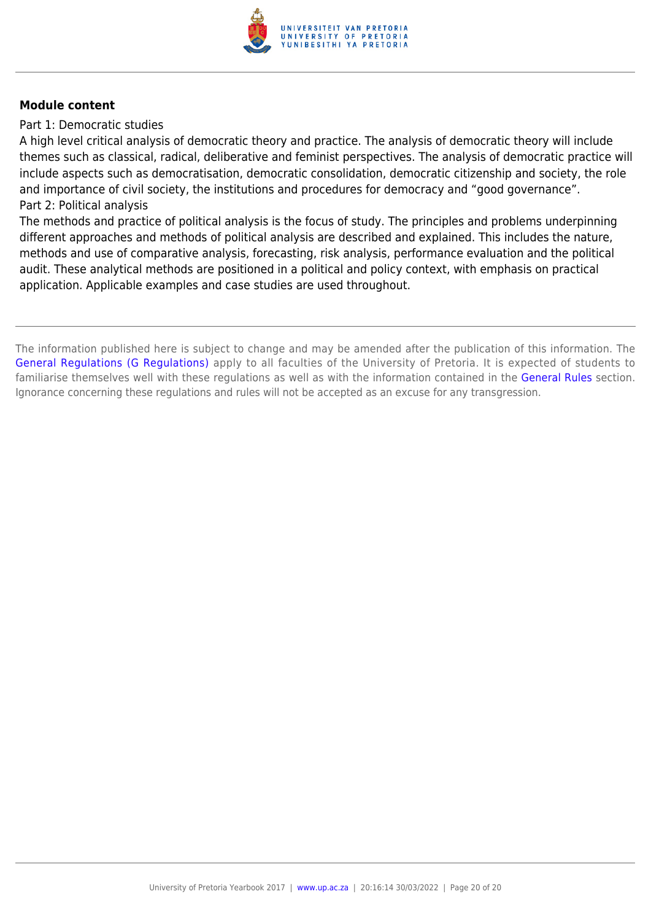**Module content**

Part 1: Democratic studies

A high level critical analysis of democratic theory and practice. The analysis of democratic theory will include themes such as classical, radical, deliberative and feminist perspectives. The analysis of democratic practice will include aspects such as democratisation, democratic consolidation, democratic citizenship and society, the role and importance of civil society, the institutions and procedures for democracy and "good governance".

Part 2: Political analysis

The methods and practice of political analysis is the focus of study. The principles and problems underpinning different approaches and methods of political analysis are described and explained. This includes the nature, methods and use of comparative analysis, forecasting, risk analysis, performance evaluation and the political audit. These analytical methods are positioned in a political and policy context, with emphasis on practical application. Applicable examples and case studies are used throughout.

---

The information published here is subject to change and may be amended after the publication of this information. The General Regulations (G Regulations) apply to all faculties of the University of Pretoria. It is expected of students to familiarise themselves well with these regulations as well as with the information contained in the General Rules section. Ignorance concerning these regulations and rules will not be accepted as an excuse for any transgression.